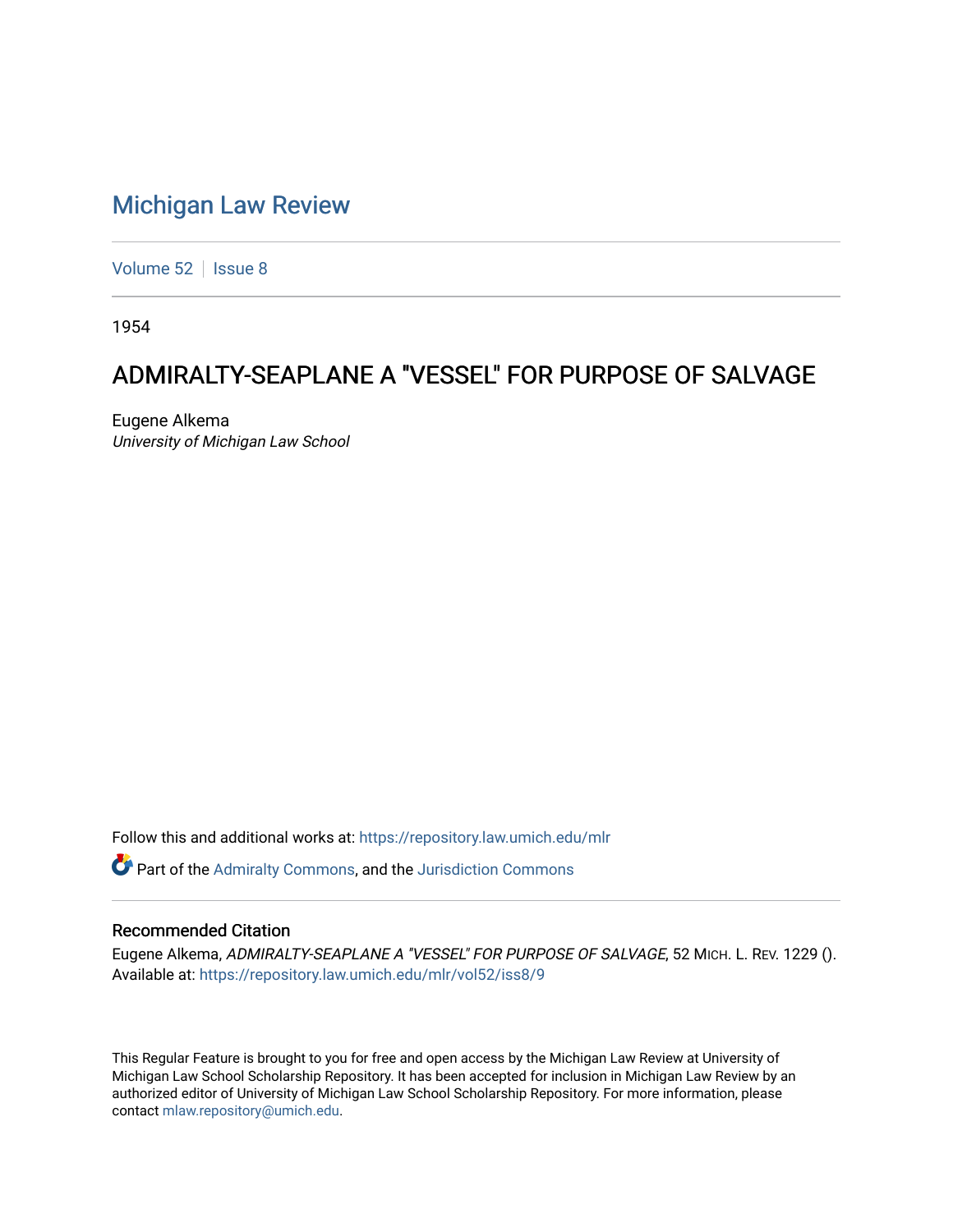# Michigan Law Review

Volume 52 | Issue 8

1954

## ADMIRALTY-SEAPLANE A "VESSEL" FOR PURPOSE OF SALVAGE

Eugene Alkema
*University of Michigan Law School*

Follow this and additional works at: https://repository.law.umich.edu/mlr

Part of the Admiralty Commons, and the Jurisdiction Commons

### Recommended Citation

Eugene Alkema, *ADMIRALTY-SEAPLANE A "VESSEL" FOR PURPOSE OF SALVAGE*, 52 MICH. L. REV. 1229 ().
Available at: https://repository.law.umich.edu/mlr/vol52/iss8/9

This Regular Feature is brought to you for free and open access by the Michigan Law Review at University of Michigan Law School Scholarship Repository. It has been accepted for inclusion in Michigan Law Review by an authorized editor of University of Michigan Law School Scholarship Repository. For more information, please contact mlaw.repository@umich.edu.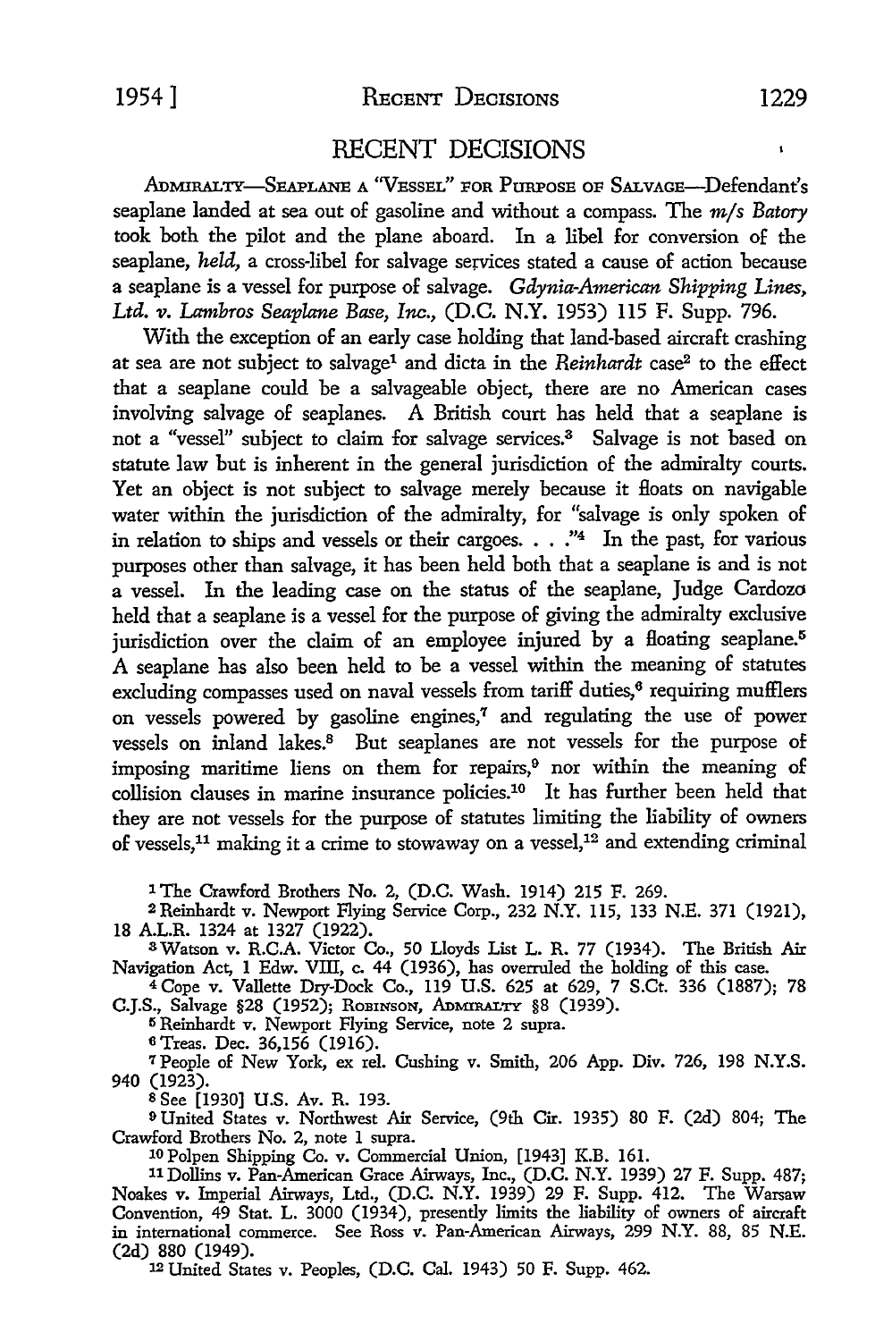# RECENT DECISIONS

ADMIRALTY—SEAPLANE A "VESSEL" FOR PURPOSE OF SALVAGE—Defendant's seaplane landed at sea out of gasoline and without a compass. The *m/s Batory* took both the pilot and the plane aboard. In a libel for conversion of the seaplane, *held,* a cross-libel for salvage services stated a cause of action because a seaplane is a vessel for purpose of salvage. *Gdynia-American Shipping Lines, Ltd. v. Lambros Seaplane Base, Inc.,* (D.C. N.Y. 1953) 115 F. Supp. 796.

With the exception of an early case holding that land-based aircraft crashing at sea are not subject to salvage[1] and dicta in the *Reinhardt* case[2] to the effect that a seaplane could be a salvageable object, there are no American cases involving salvage of seaplanes. A British court has held that a seaplane is not a "vessel" subject to claim for salvage services.[3] Salvage is not based on statute law but is inherent in the general jurisdiction of the admiralty courts. Yet an object is not subject to salvage merely because it floats on navigable water within the jurisdiction of the admiralty, for "salvage is only spoken of in relation to ships and vessels or their cargoes. . . ."[4] In the past, for various purposes other than salvage, it has been held both that a seaplane is and is not a vessel. In the leading case on the status of the seaplane, Judge Cardozo held that a seaplane is a vessel for the purpose of giving the admiralty exclusive jurisdiction over the claim of an employee injured by a floating seaplane.[5] A seaplane has also been held to be a vessel within the meaning of statutes excluding compasses used on naval vessels from tariff duties,[6] requiring mufflers on vessels powered by gasoline engines,[7] and regulating the use of power vessels on inland lakes.[8] But seaplanes are not vessels for the purpose of imposing maritime liens on them for repairs,[9] nor within the meaning of collision clauses in marine insurance policies.[10] It has further been held that they are not vessels for the purpose of statutes limiting the liability of owners of vessels,[11] making it a crime to stowaway on a vessel,[12] and extending criminal

---

[1] The Crawford Brothers No. 2, (D.C. Wash. 1914) 215 F. 269.

[2] Reinhardt v. Newport Flying Service Corp., 232 N.Y. 115, 133 N.E. 371 (1921), 18 A.L.R. 1324 at 1327 (1922).

[3] Watson v. R.C.A. Victor Co., 50 Lloyds List L. R. 77 (1934). The British Air Navigation Act, 1 Edw. VIII, c. 44 (1936), has overruled the holding of this case.

[4] Cope v. Vallette Dry-Dock Co., 119 U.S. 625 at 629, 7 S.Ct. 336 (1887); 78 C.J.S., Salvage §28 (1952); ROBINSON, ADMIRALTY §8 (1939).

[5] Reinhardt v. Newport Flying Service, note 2 supra.

[6] Treas. Dec. 36,156 (1916).

[7] People of New York, ex rel. Cushing v. Smith, 206 App. Div. 726, 198 N.Y.S. 940 (1923).

[8] See [1930] U.S. Av. R. 193.

[9] United States v. Northwest Air Service, (9th Cir. 1935) 80 F. (2d) 804; The Crawford Brothers No. 2, note 1 supra.

[10] Polpen Shipping Co. v. Commercial Union, [1943] K.B. 161.

[11] Dollins v. Pan-American Grace Airways, Inc., (D.C. N.Y. 1939) 27 F. Supp. 487; Noakes v. Imperial Airways, Ltd., (D.C. N.Y. 1939) 29 F. Supp. 412. The Warsaw Convention, 49 Stat. L. 3000 (1934), presently limits the liability of owners of aircraft in international commerce. See Ross v. Pan-American Airways, 299 N.Y. 88, 85 N.E. (2d) 880 (1949).

[12] United States v. Peoples, (D.C. Cal. 1943) 50 F. Supp. 462.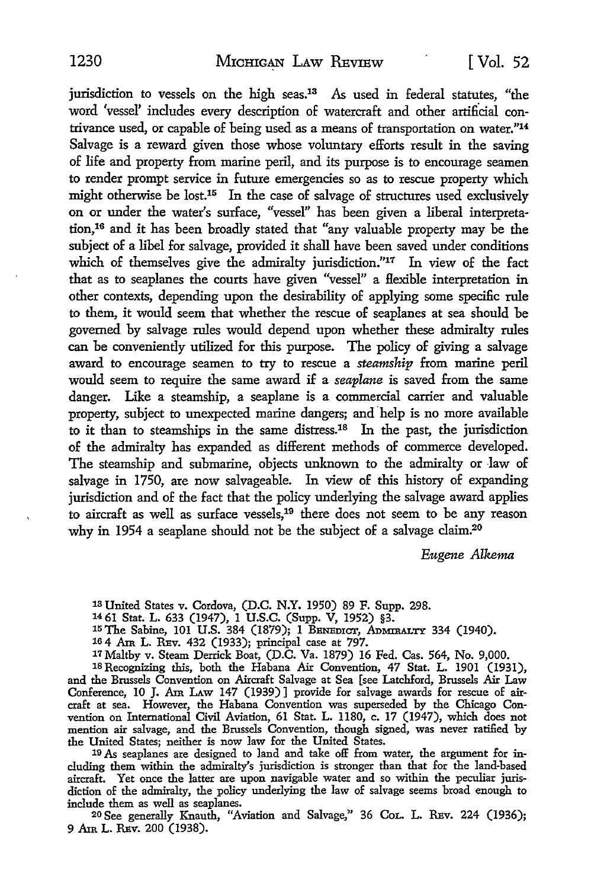jurisdiction to vessels on the high seas.[13] As used in federal statutes, "the word 'vessel' includes every description of watercraft and other artificial contrivance used, or capable of being used as a means of transportation on water."[14] Salvage is a reward given those whose voluntary efforts result in the saving of life and property from marine peril, and its purpose is to encourage seamen to render prompt service in future emergencies so as to rescue property which might otherwise be lost.[15] In the case of salvage of structures used exclusively on or under the water's surface, "vessel" has been given a liberal interpretation,[16] and it has been broadly stated that "any valuable property may be the subject of a libel for salvage, provided it shall have been saved under conditions which of themselves give the admiralty jurisdiction."[17] In view of the fact that as to seaplanes the courts have given "vessel" a flexible interpretation in other contexts, depending upon the desirability of applying some specific rule to them, it would seem that whether the rescue of seaplanes at sea should be governed by salvage rules would depend upon whether these admiralty rules can be conveniently utilized for this purpose. The policy of giving a salvage award to encourage seamen to try to rescue a *steamship* from marine peril would seem to require the same award if a *seaplane* is saved from the same danger. Like a steamship, a seaplane is a commercial carrier and valuable property, subject to unexpected marine dangers; and help is no more available to it than to steamships in the same distress.[18] In the past, the jurisdiction of the admiralty has expanded as different methods of commerce developed. The steamship and submarine, objects unknown to the admiralty or law of salvage in 1750, are now salvageable. In view of this history of expanding jurisdiction and of the fact that the policy underlying the salvage award applies to aircraft as well as surface vessels,[19] there does not seem to be any reason why in 1954 a seaplane should not be the subject of a salvage claim.[20]

*Eugene Alkema*

---

[13] United States v. Cordova, (D.C. N.Y. 1950) 89 F. Supp. 298.

[14] 61 Stat. L. 633 (1947), 1 U.S.C. (Supp. V, 1952) §3.

[15] The Sabine, 101 U.S. 384 (1879); 1 BENEDICT, ADMIRALTY 334 (1940).

[16] 4 AIR L. REV. 432 (1933); principal case at 797.

[17] Maltby v. Steam Derrick Boat, (D.C. Va. 1879) 16 Fed. Cas. 564, No. 9,000.

[18] Recognizing this, both the Habana Air Convention, 47 Stat. L. 1901 (1931), and the Brussels Convention on Aircraft Salvage at Sea [see Latchford, Brussels Air Law Conference, 10 J. AIR LAW 147 (1939)] provide for salvage awards for rescue of aircraft at sea. However, the Habana Convention was superseded by the Chicago Convention on International Civil Aviation, 61 Stat. L. 1180, c. 17 (1947), which does not mention air salvage, and the Brussels Convention, though signed, was never ratified by the United States; neither is now law for the United States.

[19] As seaplanes are designed to land and take off from water, the argument for including them within the admiralty's jurisdiction is stronger than that for the land-based aircraft. Yet once the latter are upon navigable water and so within the peculiar jurisdiction of the admiralty, the policy underlying the law of salvage seems broad enough to include them as well as seaplanes.

[20] See generally Knauth, "Aviation and Salvage," 36 COL. L. REV. 224 (1936); 9 AIR L. REV. 200 (1938).